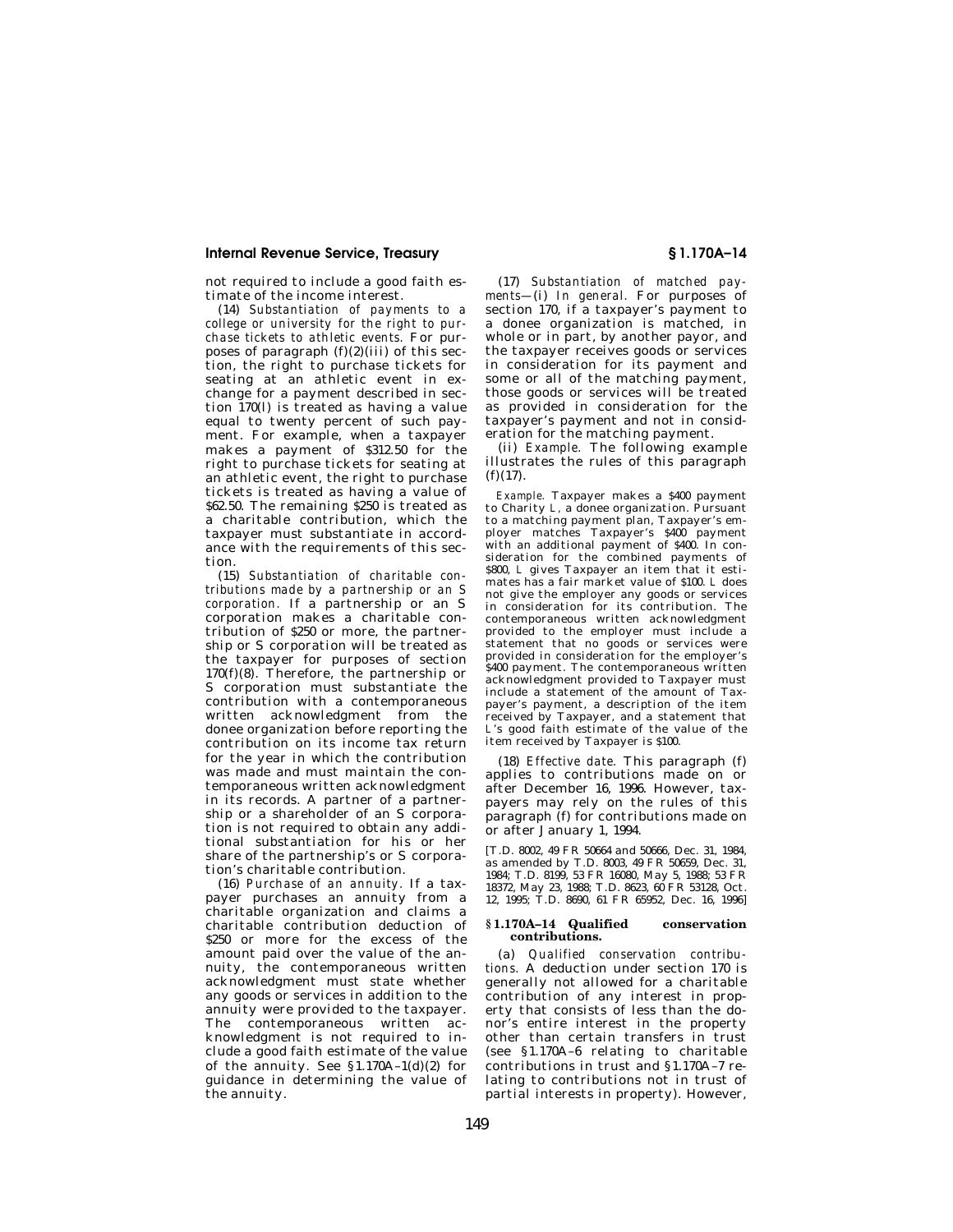not required to include a good faith estimate of the income interest.

(14) *Substantiation of payments to a college or university for the right to purchase tickets to athletic events.* For purposes of paragraph (f)(2)(iii) of this section, the right to purchase tickets for seating at an athletic event in exchange for a payment described in section 170(l) is treated as having a value equal to twenty percent of such payment. For example, when a taxpayer makes a payment of $312.50 for the right to purchase tickets for seating at an athletic event, the right to purchase tickets is treated as having a value of $62.50. The remaining $250 is treated as a charitable contribution, which the taxpayer must substantiate in accordance with the requirements of this section.

(15) *Substantiation of charitable contributions made by a partnership or an S corporation.* If a partnership or an S corporation makes a charitable contribution of $250 or more, the partnership or S corporation will be treated as the taxpayer for purposes of section 170(f)(8). Therefore, the partnership or S corporation must substantiate the contribution with a contemporaneous written acknowledgment from the donee organization before reporting the contribution on its income tax return for the year in which the contribution was made and must maintain the contemporaneous written acknowledgment in its records. A partner of a partnership or a shareholder of an S corporation is not required to obtain any additional substantiation for his or her share of the partnership's or S corporation's charitable contribution.

(16) *Purchase of an annuity.* If a taxpayer purchases an annuity from a charitable organization and claims a charitable contribution deduction of $250 or more for the excess of the amount paid over the value of the annuity, the contemporaneous written acknowledgment must state whether any goods or services in addition to the annuity were provided to the taxpayer. The contemporaneous written acknowledgment is not required to include a good faith estimate of the value of the annuity. See §1.170A–1(d)(2) for guidance in determining the value of the annuity.

(17) *Substantiation of matched payments*—(i) *In general.* For purposes of section 170, if a taxpayer's payment to a donee organization is matched, in whole or in part, by another payor, and the taxpayer receives goods or services in consideration for its payment and some or all of the matching payment, those goods or services will be treated as provided in consideration for the taxpayer's payment and not in consideration for the matching payment.

(ii) *Example.* The following example illustrates the rules of this paragraph (f)(17).

*Example.* Taxpayer makes a $400 payment to Charity *L*, a donee organization. Pursuant to a matching payment plan, Taxpayer's employer matches Taxpayer's $400 payment with an additional payment of $400. In consideration for the combined payments of $800, *L* gives Taxpayer an item that it estimates has a fair market value of $100. *L* does not give the employer any goods or services in consideration for its contribution. The contemporaneous written acknowledgment provided to the employer must include a statement that no goods or services were provided in consideration for the employer's $400 payment. The contemporaneous written acknowledgment provided to Taxpayer must include a statement of the amount of Taxpayer's payment, a description of the item received by Taxpayer, and a statement that *L*'s good faith estimate of the value of the item received by Taxpayer is $100.

(18) *Effective date.* This paragraph (f) applies to contributions made on or after December 16, 1996. However, taxpayers may rely on the rules of this paragraph (f) for contributions made on or after January 1, 1994.

[T.D. 8002, 49 FR 50664 and 50666, Dec. 31, 1984, as amended by T.D. 8003, 49 FR 50659, Dec. 31, 1984; T.D. 8199, 53 FR 16080, May 5, 1988; 53 FR 18372, May 23, 1988; T.D. 8623, 60 FR 53128, Oct. 12, 1995; T.D. 8690, 61 FR 65952, Dec. 16, 1996]

## §1.170A–14 Qualified conservation contributions.

(a) *Qualified conservation contributions.* A deduction under section 170 is generally not allowed for a charitable contribution of any interest in property that consists of less than the donor's entire interest in the property other than certain transfers in trust (see §1.170A–6 relating to charitable contributions in trust and §1.170A–7 relating to contributions not in trust of partial interests in property). However,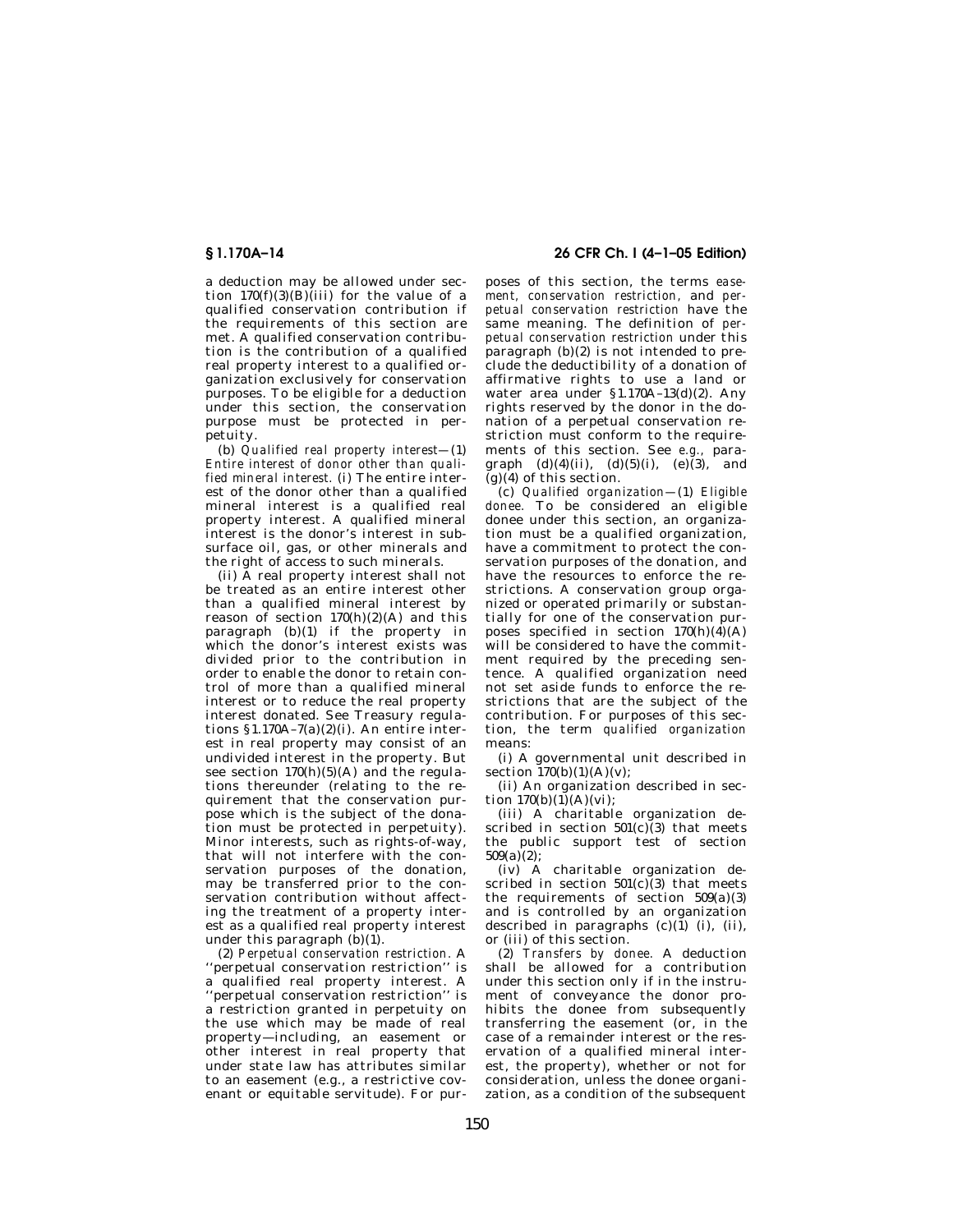a deduction may be allowed under section 170(f)(3)(B)(iii) for the value of a qualified conservation contribution if the requirements of this section are met. A qualified conservation contribution is the contribution of a qualified real property interest to a qualified organization exclusively for conservation purposes. To be eligible for a deduction under this section, the conservation purpose must be protected in perpetuity.

(b) *Qualified real property interest*—(1) *Entire interest of donor other than qualified mineral interest.* (i) The entire interest of the donor other than a qualified mineral interest is a qualified real property interest. A qualified mineral interest is the donor's interest in subsurface oil, gas, or other minerals and the right of access to such minerals.

(ii) A real property interest shall not be treated as an entire interest other than a qualified mineral interest by reason of section 170(h)(2)(A) and this paragraph (b)(1) if the property in which the donor's interest exists was divided prior to the contribution in order to enable the donor to retain control of more than a qualified mineral interest or to reduce the real property interest donated. See Treasury regulations §1.170A–7(a)(2)(i). An entire interest in real property may consist of an undivided interest in the property. But see section 170(h)(5)(A) and the regulations thereunder (relating to the requirement that the conservation purpose which is the subject of the donation must be protected in perpetuity). Minor interests, such as rights-of-way, that will not interfere with the conservation purposes of the donation, may be transferred prior to the conservation contribution without affecting the treatment of a property interest as a qualified real property interest under this paragraph (b)(1).

(2) *Perpetual conservation restriction.* A ''perpetual conservation restriction'' is a qualified real property interest. A ''perpetual conservation restriction'' is a restriction granted in perpetuity on the use which may be made of real property—including, an easement or other interest in real property that under state law has attributes similar to an easement (e.g., a restrictive covenant or equitable servitude). For purposes of this section, the terms *easement, conservation restriction,* and *perpetual conservation restriction* have the same meaning. The definition of *perpetual conservation restriction* under this paragraph (b)(2) is not intended to preclude the deductibility of a donation of affirmative rights to use a land or water area under §1.170A–13(d)(2). Any rights reserved by the donor in the donation of a perpetual conservation restriction must conform to the requirements of this section. See *e.g.,* paragraph (d)(4)(ii), (d)(5)(i), (e)(3), and (g)(4) of this section.

(c) *Qualified organization*—(1) *Eligible donee.* To be considered an eligible donee under this section, an organization must be a qualified organization, have a commitment to protect the conservation purposes of the donation, and have the resources to enforce the restrictions. A conservation group organized or operated primarily or substantially for one of the conservation purposes specified in section 170(h)(4)(A) will be considered to have the commitment required by the preceding sentence. A qualified organization need not set aside funds to enforce the restrictions that are the subject of the contribution. For purposes of this section, the term *qualified organization* means:

(i) A governmental unit described in section 170(b)(1)(A)(v);

(ii) An organization described in section 170(b)(1)(A)(vi);

(iii) A charitable organization described in section 501(c)(3) that meets the public support test of section 509(a)(2);

(iv) A charitable organization described in section 501(c)(3) that meets the requirements of section 509(a)(3) and is controlled by an organization described in paragraphs (c)(1) (i), (ii), or (iii) of this section.

(2) *Transfers by donee.* A deduction shall be allowed for a contribution under this section only if in the instrument of conveyance the donor prohibits the donee from subsequently transferring the easement (or, in the case of a remainder interest or the reservation of a qualified mineral interest, the property), whether or not for consideration, unless the donee organization, as a condition of the subsequent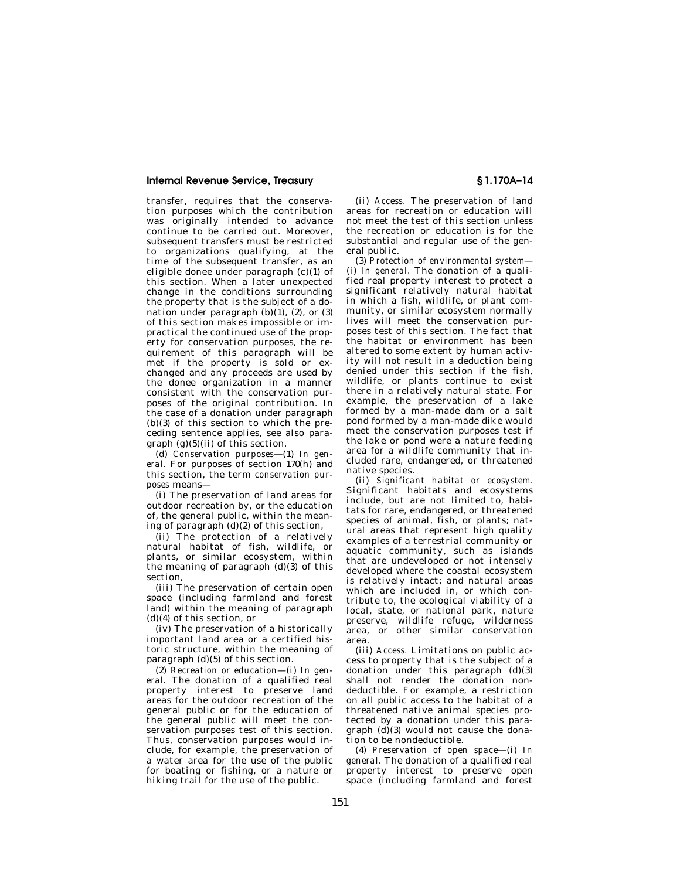transfer, requires that the conservation purposes which the contribution was originally intended to advance continue to be carried out. Moreover, subsequent transfers must be restricted to organizations qualifying, at the time of the subsequent transfer, as an eligible donee under paragraph (c)(1) of this section. When a later unexpected change in the conditions surrounding the property that is the subject of a donation under paragraph (b)(1), (2), or (3) of this section makes impossible or impractical the continued use of the property for conservation purposes, the requirement of this paragraph will be met if the property is sold or exchanged and any proceeds are used by the donee organization in a manner consistent with the conservation purposes of the original contribution. In the case of a donation under paragraph (b)(3) of this section to which the preceding sentence applies, see also paragraph (g)(5)(ii) of this section.

(d) *Conservation purposes*—(1) *In general.* For purposes of section 170(h) and this section, the term *conservation purposes* means—

(i) The preservation of land areas for outdoor recreation by, or the education of, the general public, within the meaning of paragraph (d)(2) of this section,

(ii) The protection of a relatively natural habitat of fish, wildlife, or plants, or similar ecosystem, within the meaning of paragraph (d)(3) of this section,

(iii) The preservation of certain open space (including farmland and forest land) within the meaning of paragraph (d)(4) of this section, or

(iv) The preservation of a historically important land area or a certified historic structure, within the meaning of paragraph (d)(5) of this section.

(2) *Recreation or education*—(i) *In general.* The donation of a qualified real property interest to preserve land areas for the outdoor recreation of the general public or for the education of the general public will meet the conservation purposes test of this section. Thus, conservation purposes would include, for example, the preservation of a water area for the use of the public for boating or fishing, or a nature or hiking trail for the use of the public.

(ii) *Access.* The preservation of land areas for recreation or education will not meet the test of this section unless the recreation or education is for the substantial and regular use of the general public.

(3) *Protection of environmental system*—(i) *In general.* The donation of a qualified real property interest to protect a significant relatively natural habitat in which a fish, wildlife, or plant community, or similar ecosystem normally lives will meet the conservation purposes test of this section. The fact that the habitat or environment has been altered to some extent by human activity will not result in a deduction being denied under this section if the fish, wildlife, or plants continue to exist there in a relatively natural state. For example, the preservation of a lake formed by a man-made dam or a salt pond formed by a man-made dike would meet the conservation purposes test if the lake or pond were a nature feeding area for a wildlife community that included rare, endangered, or threatened native species.

(ii) *Significant habitat or ecosystem.* Significant habitats and ecosystems include, but are not limited to, habitats for rare, endangered, or threatened species of animal, fish, or plants; natural areas that represent high quality examples of a terrestrial community or aquatic community, such as islands that are undeveloped or not intensely developed where the coastal ecosystem is relatively intact; and natural areas which are included in, or which contribute to, the ecological viability of a local, state, or national park, nature preserve, wildlife refuge, wilderness area, or other similar conservation area.

(iii) *Access.* Limitations on public access to property that is the subject of a donation under this paragraph (d)(3) shall not render the donation nondeductible. For example, a restriction on all public access to the habitat of a threatened native animal species protected by a donation under this paragraph (d)(3) would not cause the donation to be nondeductible.

(4) *Preservation of open space*—(i) *In general.* The donation of a qualified real property interest to preserve open space (including farmland and forest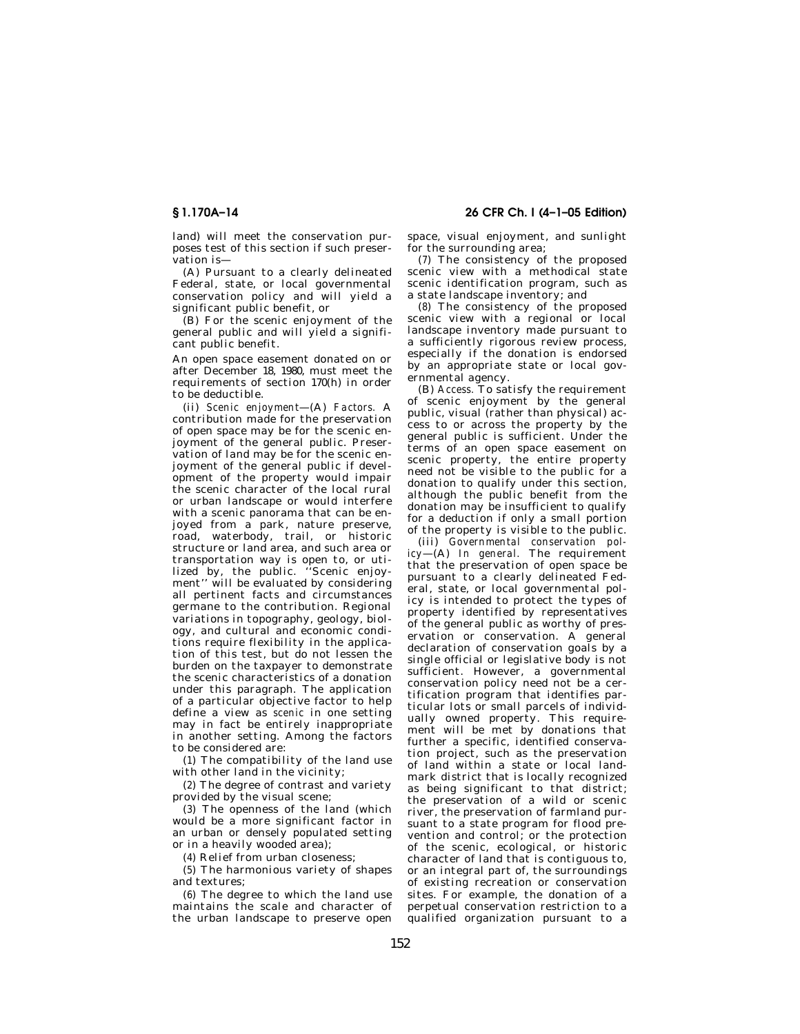land) will meet the conservation purposes test of this section if such preservation is—

(A) Pursuant to a clearly delineated Federal, state, or local governmental conservation policy and will yield a significant public benefit, or

(B) For the scenic enjoyment of the general public and will yield a significant public benefit.

An open space easement donated on or after December 18, 1980, must meet the requirements of section 170(h) in order to be deductible.

(ii) *Scenic enjoyment*—(A) *Factors.* A contribution made for the preservation of open space may be for the scenic enjoyment of the general public. Preservation of land may be for the scenic enjoyment of the general public if development of the property would impair the scenic character of the local rural or urban landscape or would interfere with a scenic panorama that can be enjoyed from a park, nature preserve, road, waterbody, trail, or historic structure or land area, and such area or transportation way is open to, or utilized by, the public. ''Scenic enjoyment'' will be evaluated by considering all pertinent facts and circumstances germane to the contribution. Regional variations in topography, geology, biology, and cultural and economic conditions require flexibility in the application of this test, but do not lessen the burden on the taxpayer to demonstrate the scenic characteristics of a donation under this paragraph. The application of a particular objective factor to help define a view as *scenic* in one setting may in fact be entirely inappropriate in another setting. Among the factors to be considered are:

(*1*) The compatibility of the land use with other land in the vicinity;

(*2*) The degree of contrast and variety provided by the visual scene;

(*3*) The openness of the land (which would be a more significant factor in an urban or densely populated setting or in a heavily wooded area);

(*4*) Relief from urban closeness;

(*5*) The harmonious variety of shapes and textures;

(*6*) The degree to which the land use maintains the scale and character of the urban landscape to preserve open space, visual enjoyment, and sunlight for the surrounding area;

(*7*) The consistency of the proposed scenic view with a methodical state scenic identification program, such as a state landscape inventory; and

(*8*) The consistency of the proposed scenic view with a regional or local landscape inventory made pursuant to a sufficiently rigorous review process, especially if the donation is endorsed by an appropriate state or local governmental agency.

(B) *Access.* To satisfy the requirement of scenic enjoyment by the general public, visual (rather than physical) access to or across the property by the general public is sufficient. Under the terms of an open space easement on scenic property, the entire property need not be visible to the public for a donation to qualify under this section, although the public benefit from the donation may be insufficient to qualify for a deduction if only a small portion of the property is visible to the public.

(iii) *Governmental conservation policy*—(A) *In general.* The requirement that the preservation of open space be pursuant to a clearly delineated Federal, state, or local governmental policy is intended to protect the types of property identified by representatives of the general public as worthy of preservation or conservation. A general declaration of conservation goals by a single official or legislative body is not sufficient. However, a governmental conservation policy need not be a certification program that identifies particular lots or small parcels of individually owned property. This requirement will be met by donations that further a specific, identified conservation project, such as the preservation of land within a state or local landmark district that is locally recognized as being significant to that district; the preservation of a wild or scenic river, the preservation of farmland pursuant to a state program for flood prevention and control; or the protection of the scenic, ecological, or historic character of land that is contiguous to, or an integral part of, the surroundings of existing recreation or conservation sites. For example, the donation of a perpetual conservation restriction to a qualified organization pursuant to a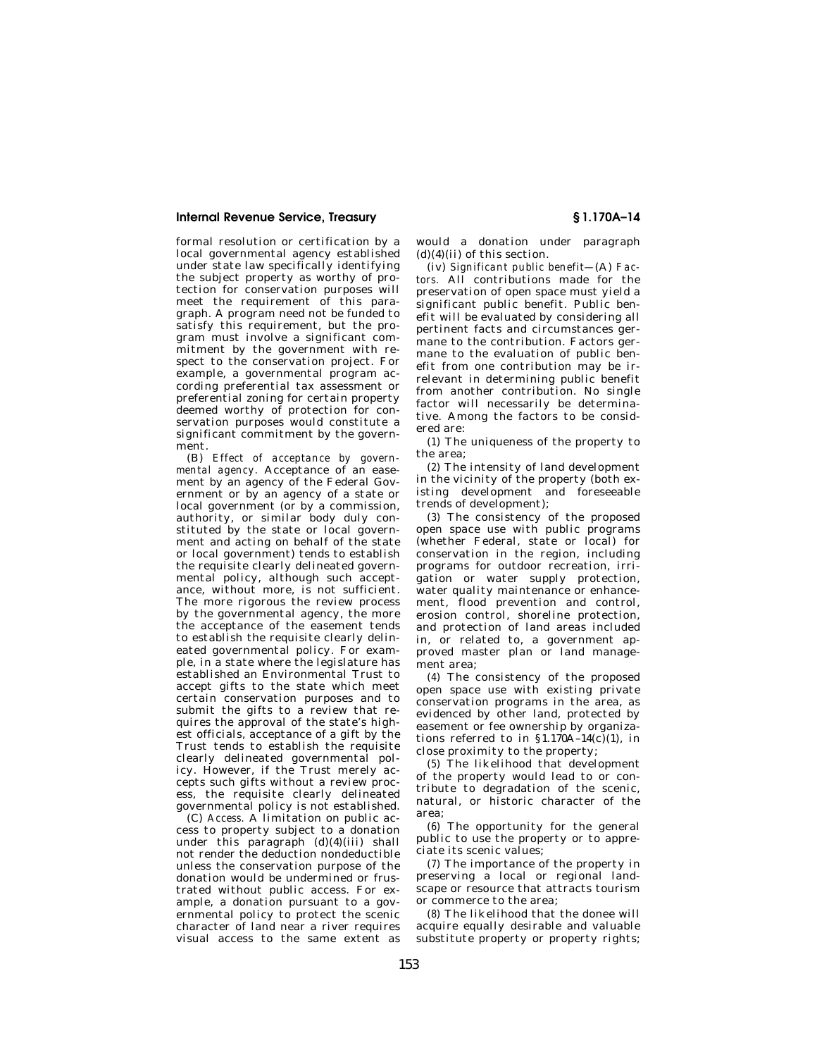formal resolution or certification by a local governmental agency established under state law specifically identifying the subject property as worthy of protection for conservation purposes will meet the requirement of this paragraph. A program need not be funded to satisfy this requirement, but the program must involve a significant commitment by the government with respect to the conservation project. For example, a governmental program according preferential tax assessment or preferential zoning for certain property deemed worthy of protection for conservation purposes would constitute a significant commitment by the government.

(B) *Effect of acceptance by governmental agency.* Acceptance of an easement by an agency of the Federal Government or by an agency of a state or local government (or by a commission, authority, or similar body duly constituted by the state or local government and acting on behalf of the state or local government) tends to establish the requisite clearly delineated governmental policy, although such acceptance, without more, is not sufficient. The more rigorous the review process by the governmental agency, the more the acceptance of the easement tends to establish the requisite clearly delineated governmental policy. For example, in a state where the legislature has established an Environmental Trust to accept gifts to the state which meet certain conservation purposes and to submit the gifts to a review that requires the approval of the state's highest officials, acceptance of a gift by the Trust tends to establish the requisite clearly delineated governmental policy. However, if the Trust merely accepts such gifts without a review process, the requisite clearly delineated governmental policy is not established.

(C) *Access.* A limitation on public access to property subject to a donation under this paragraph (d)(4)(iii) shall not render the deduction nondeductible unless the conservation purpose of the donation would be undermined or frustrated without public access. For example, a donation pursuant to a governmental policy to protect the scenic character of land near a river requires visual access to the same extent as would a donation under paragraph (d)(4)(ii) of this section.

(iv) *Significant public benefit*—(A) *Factors.* All contributions made for the preservation of open space must yield a significant public benefit. Public benefit will be evaluated by considering all pertinent facts and circumstances germane to the contribution. Factors germane to the evaluation of public benefit from one contribution may be irrelevant in determining public benefit from another contribution. No single factor will necessarily be determinative. Among the factors to be considered are:

(*1*) The uniqueness of the property to the area;

(*2*) The intensity of land development in the vicinity of the property (both existing development and foreseeable trends of development);

(*3*) The consistency of the proposed open space use with public programs (whether Federal, state or local) for conservation in the region, including programs for outdoor recreation, irrigation or water supply protection, water quality maintenance or enhancement, flood prevention and control, erosion control, shoreline protection, and protection of land areas included in, or related to, a government approved master plan or land management area;

(*4*) The consistency of the proposed open space use with existing private conservation programs in the area, as evidenced by other land, protected by easement or fee ownership by organizations referred to in §1.170A–14(c)(1), in close proximity to the property;

(*5*) The likelihood that development of the property would lead to or contribute to degradation of the scenic, natural, or historic character of the area;

(*6*) The opportunity for the general public to use the property or to appreciate its scenic values;

(*7*) The importance of the property in preserving a local or regional landscape or resource that attracts tourism or commerce to the area;

(*8*) The likelihood that the donee will acquire equally desirable and valuable substitute property or property rights;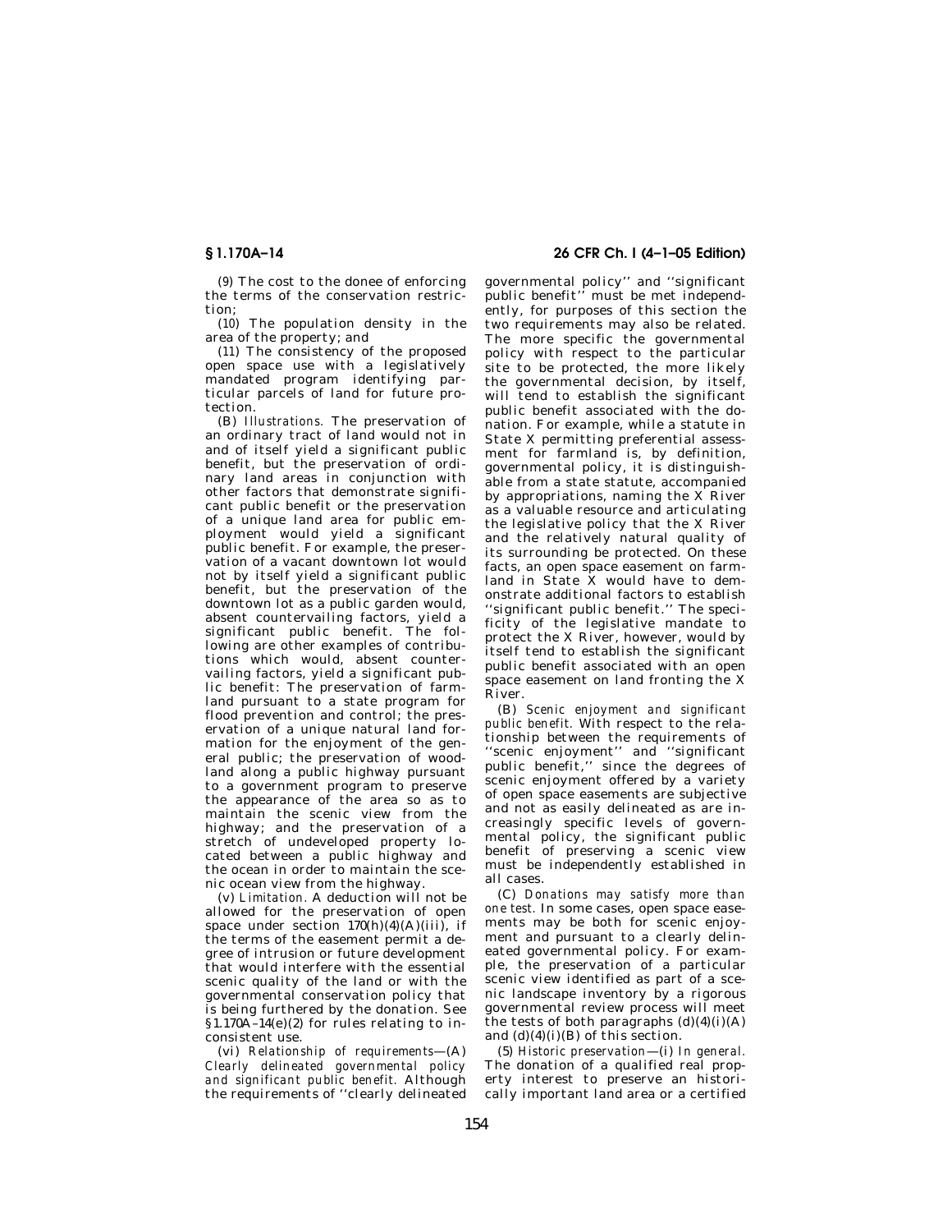(*9*) The cost to the donee of enforcing the terms of the conservation restriction;

(*10*) The population density in the area of the property; and

(*11*) The consistency of the proposed open space use with a legislatively mandated program identifying particular parcels of land for future protection.

(B) *Illustrations.* The preservation of an ordinary tract of land would not in and of itself yield a significant public benefit, but the preservation of ordinary land areas in conjunction with other factors that demonstrate significant public benefit or the preservation of a unique land area for public employment would yield a significant public benefit. For example, the preservation of a vacant downtown lot would not by itself yield a significant public benefit, but the preservation of the downtown lot as a public garden would, absent countervailing factors, yield a significant public benefit. The following are other examples of contributions which would, absent countervailing factors, yield a significant public benefit: The preservation of farmland pursuant to a state program for flood prevention and control; the preservation of a unique natural land formation for the enjoyment of the general public; the preservation of woodland along a public highway pursuant to a government program to preserve the appearance of the area so as to maintain the scenic view from the highway; and the preservation of a stretch of undeveloped property located between a public highway and the ocean in order to maintain the scenic ocean view from the highway.

(v) *Limitation.* A deduction will not be allowed for the preservation of open space under section 170(h)(4)(A)(iii), if the terms of the easement permit a degree of intrusion or future development that would interfere with the essential scenic quality of the land or with the governmental conservation policy that is being furthered by the donation. See §1.170A–14(e)(2) for rules relating to inconsistent use.

(vi) *Relationship of requirements*—(A) *Clearly delineated governmental policy and significant public benefit.* Although the requirements of ''clearly delineated governmental policy'' and ''significant public benefit'' must be met independently, for purposes of this section the two requirements may also be related. The more specific the governmental policy with respect to the particular site to be protected, the more likely the governmental decision, by itself, will tend to establish the significant public benefit associated with the donation. For example, while a statute in State X permitting preferential assessment for farmland is, by definition, governmental policy, it is distinguishable from a state statute, accompanied by appropriations, naming the X River as a valuable resource and articulating the legislative policy that the X River and the relatively natural quality of its surrounding be protected. On these facts, an open space easement on farmland in State X would have to demonstrate additional factors to establish ''significant public benefit.'' The specificity of the legislative mandate to protect the X River, however, would by itself tend to establish the significant public benefit associated with an open space easement on land fronting the X River.

(B) *Scenic enjoyment and significant public benefit.* With respect to the relationship between the requirements of ''scenic enjoyment'' and ''significant public benefit,'' since the degrees of scenic enjoyment offered by a variety of open space easements are subjective and not as easily delineated as are increasingly specific levels of governmental policy, the significant public benefit of preserving a scenic view must be independently established in all cases.

(C) *Donations may satisfy more than one test.* In some cases, open space easements may be both for scenic enjoyment and pursuant to a clearly delineated governmental policy. For example, the preservation of a particular scenic view identified as part of a scenic landscape inventory by a rigorous governmental review process will meet the tests of both paragraphs (d)(4)(i)(A) and (d)(4)(i)(B) of this section.

(5) *Historic preservation*—(i) *In general.* The donation of a qualified real property interest to preserve an historically important land area or a certified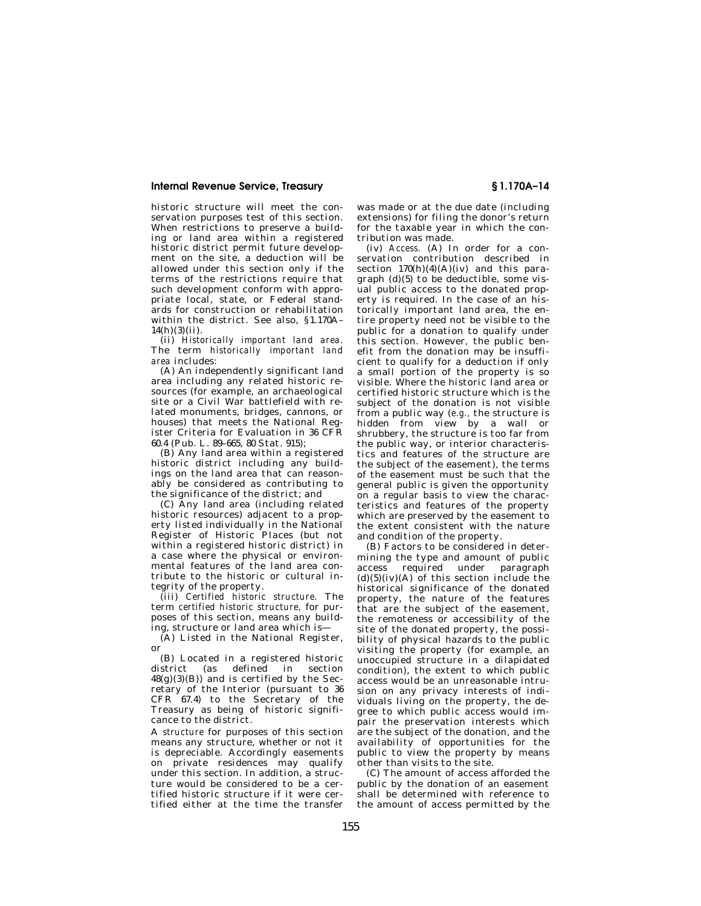historic structure will meet the conservation purposes test of this section. When restrictions to preserve a building or land area within a registered historic district permit future development on the site, a deduction will be allowed under this section only if the terms of the restrictions require that such development conform with appropriate local, state, or Federal standards for construction or rehabilitation within the district. See also, §1.170A–14(h)(3)(ii).

(ii) *Historically important land area.* The term *historically important land area* includes:

(A) An independently significant land area including any related historic resources (for example, an archaeological site or a Civil War battlefield with related monuments, bridges, cannons, or houses) that meets the National Register Criteria for Evaluation in 36 CFR 60.4 (Pub. L. 89–665, 80 Stat. 915);

(B) Any land area within a registered historic district including any buildings on the land area that can reasonably be considered as contributing to the significance of the district; and

(C) Any land area (including related historic resources) adjacent to a property listed individually in the National Register of Historic Places (but not within a registered historic district) in a case where the physical or environmental features of the land area contribute to the historic or cultural integrity of the property.

(iii) *Certified historic structure.* The term *certified historic structure,* for purposes of this section, means any building, structure or land area which is—

(A) Listed in the National Register, or

(B) Located in a registered historic district (as defined in section 48(g)(3)(B)) and is certified by the Secretary of the Interior (pursuant to 36 CFR 67.4) to the Secretary of the Treasury as being of historic significance to the district.

A *structure* for purposes of this section means any structure, whether or not it is depreciable. Accordingly easements on private residences may qualify under this section. In addition, a structure would be considered to be a certified historic structure if it were certified either at the time the transfer was made or at the due date (including extensions) for filing the donor's return for the taxable year in which the contribution was made.

(iv) *Access.* (A) In order for a conservation contribution described in section 170(h)(4)(A)(iv) and this paragraph (d)(5) to be deductible, some visual public access to the donated property is required. In the case of an historically important land area, the entire property need not be visible to the public for a donation to qualify under this section. However, the public benefit from the donation may be insufficient to qualify for a deduction if only a small portion of the property is so visible. Where the historic land area or certified historic structure which is the subject of the donation is not visible from a public way (*e.g.,* the structure is hidden from view by a wall or shrubbery, the structure is too far from the public way, or interior characteristics and features of the structure are the subject of the easement), the terms of the easement must be such that the general public is given the opportunity on a regular basis to view the characteristics and features of the property which are preserved by the easement to the extent consistent with the nature and condition of the property.

(B) Factors to be considered in determining the type and amount of public access required under paragraph (d)(5)(iv)(A) of this section include the historical significance of the donated property, the nature of the features that are the subject of the easement, the remoteness or accessibility of the site of the donated property, the possibility of physical hazards to the public visiting the property (for example, an unoccupied structure in a dilapidated condition), the extent to which public access would be an unreasonable intrusion on any privacy interests of individuals living on the property, the degree to which public access would impair the preservation interests which are the subject of the donation, and the availability of opportunities for the public to view the property by means other than visits to the site.

(C) The amount of access afforded the public by the donation of an easement shall be determined with reference to the amount of access permitted by the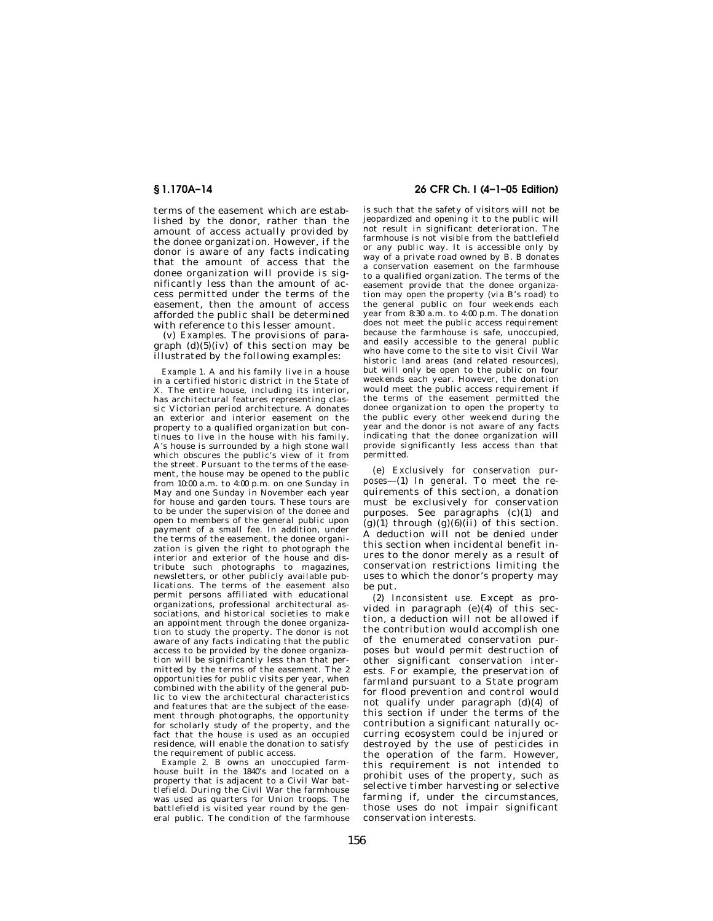terms of the easement which are established by the donor, rather than the amount of access actually provided by the donee organization. However, if the donor is aware of any facts indicating that the amount of access that the donee organization will provide is significantly less than the amount of access permitted under the terms of the easement, then the amount of access afforded the public shall be determined with reference to this lesser amount.

(v) *Examples.* The provisions of paragraph (d)(5)(iv) of this section may be illustrated by the following examples:

*Example 1.* A and his family live in a house in a certified historic district in the State of X. The entire house, including its interior, has architectural features representing classic Victorian period architecture. A donates an exterior and interior easement on the property to a qualified organization but continues to live in the house with his family. A's house is surrounded by a high stone wall which obscures the public's view of it from the street. Pursuant to the terms of the easement, the house may be opened to the public from 10:00 a.m. to 4:00 p.m. on one Sunday in May and one Sunday in November each year for house and garden tours. These tours are to be under the supervision of the donee and open to members of the general public upon payment of a small fee. In addition, under the terms of the easement, the donee organization is given the right to photograph the interior and exterior of the house and distribute such photographs to magazines, newsletters, or other publicly available publications. The terms of the easement also permit persons affiliated with educational organizations, professional architectural associations, and historical societies to make an appointment through the donee organization to study the property. The donor is not aware of any facts indicating that the public access to be provided by the donee organization will be significantly less than that permitted by the terms of the easement. The 2 opportunities for public visits per year, when combined with the ability of the general public to view the architectural characteristics and features that are the subject of the easement through photographs, the opportunity for scholarly study of the property, and the fact that the house is used as an occupied residence, will enable the donation to satisfy the requirement of public access.

*Example 2.* B owns an unoccupied farmhouse built in the 1840's and located on a property that is adjacent to a Civil War battlefield. During the Civil War the farmhouse was used as quarters for Union troops. The battlefield is visited year round by the general public. The condition of the farmhouse is such that the safety of visitors will not be jeopardized and opening it to the public will not result in significant deterioration. The farmhouse is not visible from the battlefield or any public way. It is accessible only by way of a private road owned by B. B donates a conservation easement on the farmhouse to a qualified organization. The terms of the easement provide that the donee organization may open the property (via B's road) to the general public on four weekends each year from 8:30 a.m. to 4:00 p.m. The donation does not meet the public access requirement because the farmhouse is safe, unoccupied, and easily accessible to the general public who have come to the site to visit Civil War historic land areas (and related resources), but will only be open to the public on four weekends each year. However, the donation would meet the public access requirement if the terms of the easement permitted the donee organization to open the property to the public every other weekend during the year and the donor is not aware of any facts indicating that the donee organization will provide significantly less access than that permitted.

(e) *Exclusively for conservation purposes*—(1) *In general.* To meet the requirements of this section, a donation must be exclusively for conservation purposes. See paragraphs (c)(1) and (g)(1) through (g)(6)(ii) of this section. A deduction will not be denied under this section when incidental benefit inures to the donor merely as a result of conservation restrictions limiting the uses to which the donor's property may be put.

(2) *Inconsistent use.* Except as provided in paragraph (e)(4) of this section, a deduction will not be allowed if the contribution would accomplish one of the enumerated conservation purposes but would permit destruction of other significant conservation interests. For example, the preservation of farmland pursuant to a State program for flood prevention and control would not qualify under paragraph (d)(4) of this section if under the terms of the contribution a significant naturally occurring ecosystem could be injured or destroyed by the use of pesticides in the operation of the farm. However, this requirement is not intended to prohibit uses of the property, such as selective timber harvesting or selective farming if, under the circumstances, those uses do not impair significant conservation interests.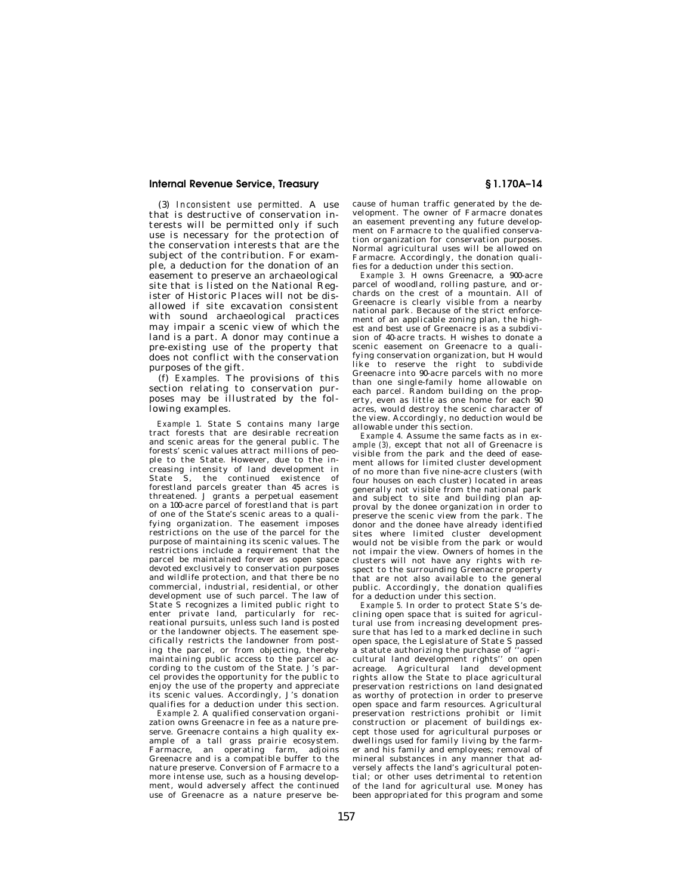(3) *Inconsistent use permitted.* A use that is destructive of conservation interests will be permitted only if such use is necessary for the protection of the conservation interests that are the subject of the contribution. For example, a deduction for the donation of an easement to preserve an archaeological site that is listed on the National Register of Historic Places will not be disallowed if site excavation consistent with sound archaeological practices may impair a scenic view of which the land is a part. A donor may continue a pre-existing use of the property that does not conflict with the conservation purposes of the gift.

(f) *Examples.* The provisions of this section relating to conservation purposes may be illustrated by the following examples.

*Example 1.* State S contains many large tract forests that are desirable recreation and scenic areas for the general public. The forests' scenic values attract millions of people to the State. However, due to the increasing intensity of land development in State S, the continued existence of forestland parcels greater than 45 acres is threatened. J grants a perpetual easement on a 100-acre parcel of forestland that is part of one of the State's scenic areas to a qualifying organization. The easement imposes restrictions on the use of the parcel for the purpose of maintaining its scenic values. The restrictions include a requirement that the parcel be maintained forever as open space devoted exclusively to conservation purposes and wildlife protection, and that there be no commercial, industrial, residential, or other development use of such parcel. The law of State S recognizes a limited public right to enter private land, particularly for recreational pursuits, unless such land is posted or the landowner objects. The easement specifically restricts the landowner from posting the parcel, or from objecting, thereby maintaining public access to the parcel according to the custom of the State. J's parcel provides the opportunity for the public to enjoy the use of the property and appreciate its scenic values. Accordingly, J's donation qualifies for a deduction under this section.

*Example 2.* A qualified conservation organization owns Greenacre in fee as a nature preserve. Greenacre contains a high quality example of a tall grass prairie ecosystem. Farmacre, an operating farm, adjoins Greenacre and is a compatible buffer to the nature preserve. Conversion of Farmacre to a more intense use, such as a housing development, would adversely affect the continued use of Greenacre as a nature preserve because of human traffic generated by the development. The owner of Farmacre donates an easement preventing any future development on Farmacre to the qualified conservation organization for conservation purposes. Normal agricultural uses will be allowed on Farmacre. Accordingly, the donation qualifies for a deduction under this section.

*Example 3.* H owns Greenacre, a 900-acre parcel of woodland, rolling pasture, and orchards on the crest of a mountain. All of Greenacre is clearly visible from a nearby national park. Because of the strict enforcement of an applicable zoning plan, the highest and best use of Greenacre is as a subdivision of 40-acre tracts. H wishes to donate a scenic easement on Greenacre to a qualifying conservation organization, but H would like to reserve the right to subdivide Greenacre into 90-acre parcels with no more than one single-family home allowable on each parcel. Random building on the property, even as little as one home for each 90 acres, would destroy the scenic character of the view. Accordingly, no deduction would be allowable under this section.

*Example 4.* Assume the same facts as in *example (3),* except that not all of Greenacre is visible from the park and the deed of easement allows for limited cluster development of no more than five nine-acre clusters (with four houses on each cluster) located in areas generally not visible from the national park and subject to site and building plan approval by the donee organization in order to preserve the scenic view from the park. The donor and the donee have already identified sites where limited cluster development would not be visible from the park or would not impair the view. Owners of homes in the clusters will not have any rights with respect to the surrounding Greenacre property that are not also available to the general public. Accordingly, the donation qualifies for a deduction under this section.

*Example 5.* In order to protect State S's declining open space that is suited for agricultural use from increasing development pressure that has led to a marked decline in such open space, the Legislature of State S passed a statute authorizing the purchase of ''agricultural land development rights'' on open acreage. Agricultural land development rights allow the State to place agricultural preservation restrictions on land designated as worthy of protection in order to preserve open space and farm resources. Agricultural preservation restrictions prohibit or limit construction or placement of buildings except those used for agricultural purposes or dwellings used for family living by the farmer and his family and employees; removal of mineral substances in any manner that adversely affects the land's agricultural potential; or other uses detrimental to retention of the land for agricultural use. Money has been appropriated for this program and some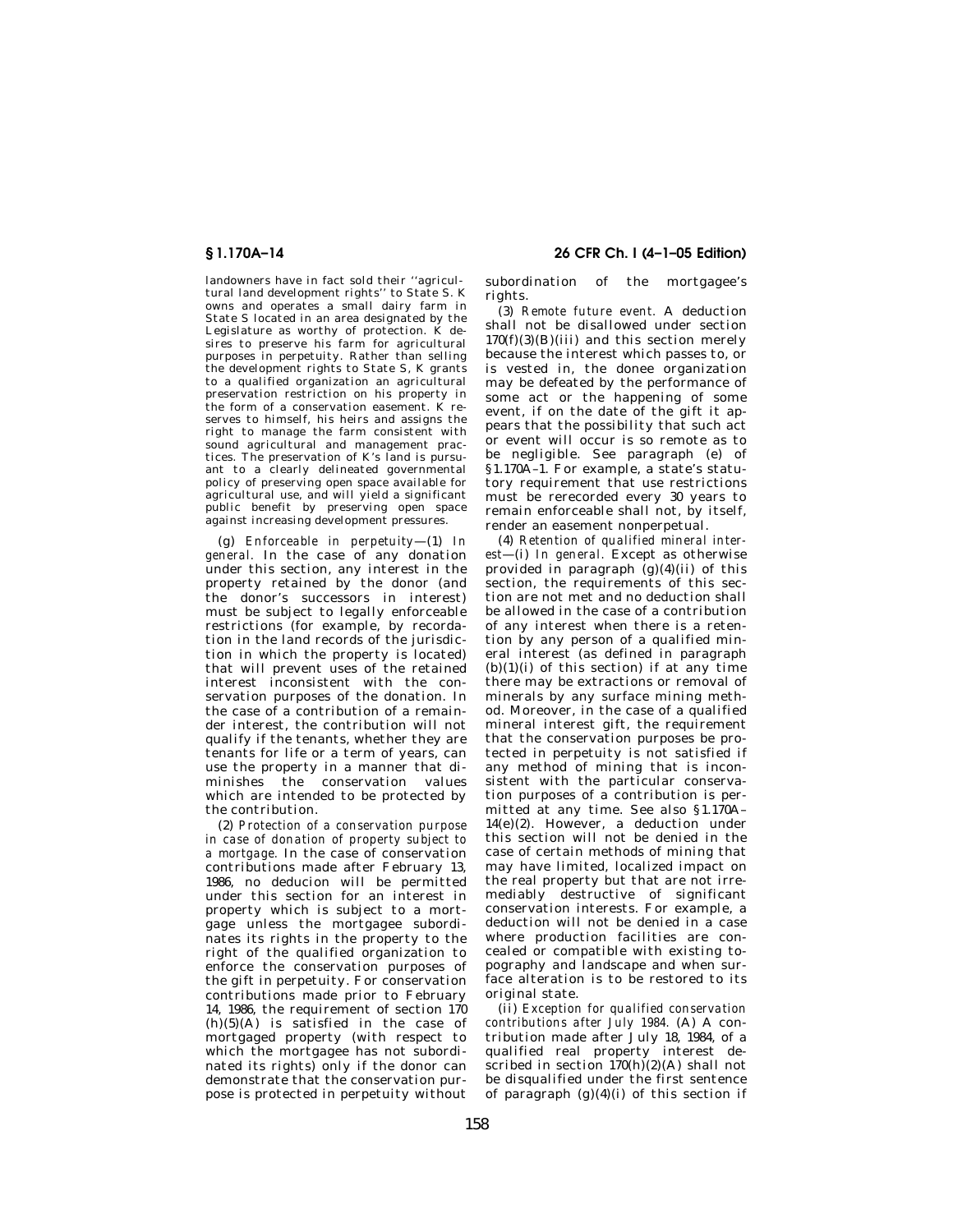landowners have in fact sold their ''agricultural land development rights'' to State S. K owns and operates a small dairy farm in State S located in an area designated by the Legislature as worthy of protection. K desires to preserve his farm for agricultural purposes in perpetuity. Rather than selling the development rights to State S, K grants to a qualified organization an agricultural preservation restriction on his property in the form of a conservation easement. K reserves to himself, his heirs and assigns the right to manage the farm consistent with sound agricultural and management practices. The preservation of K's land is pursuant to a clearly delineated governmental policy of preserving open space available for agricultural use, and will yield a significant public benefit by preserving open space against increasing development pressures.

(g) *Enforceable in perpetuity*—(1) *In general.* In the case of any donation under this section, any interest in the property retained by the donor (and the donor's successors in interest) must be subject to legally enforceable restrictions (for example, by recordation in the land records of the jurisdiction in which the property is located) that will prevent uses of the retained interest inconsistent with the conservation purposes of the donation. In the case of a contribution of a remainder interest, the contribution will not qualify if the tenants, whether they are tenants for life or a term of years, can use the property in a manner that diminishes the conservation values which are intended to be protected by the contribution.

(2) *Protection of a conservation purpose in case of donation of property subject to a mortgage.* In the case of conservation contributions made after February 13, 1986, no deducion will be permitted under this section for an interest in property which is subject to a mortgage unless the mortgagee subordinates its rights in the property to the right of the qualified organization to enforce the conservation purposes of the gift in perpetuity. For conservation contributions made prior to February 14, 1986, the requirement of section 170 (h)(5)(A) is satisfied in the case of mortgaged property (with respect to which the mortgagee has not subordinated its rights) only if the donor can demonstrate that the conservation purpose is protected in perpetuity without subordination of the mortgagee's rights.

(3) *Remote future event.* A deduction shall not be disallowed under section 170(f)(3)(B)(iii) and this section merely because the interest which passes to, or is vested in, the donee organization may be defeated by the performance of some act or the happening of some event, if on the date of the gift it appears that the possibility that such act or event will occur is so remote as to be negligible. See paragraph (e) of §1.170A–1. For example, a state's statutory requirement that use restrictions must be rerecorded every 30 years to remain enforceable shall not, by itself, render an easement nonperpetual.

(4) *Retention of qualified mineral interest*—(i) *In general.* Except as otherwise provided in paragraph (g)(4)(ii) of this section, the requirements of this section are not met and no deduction shall be allowed in the case of a contribution of any interest when there is a retention by any person of a qualified mineral interest (as defined in paragraph (b)(1)(i) of this section) if at any time there may be extractions or removal of minerals by any surface mining method. Moreover, in the case of a qualified mineral interest gift, the requirement that the conservation purposes be protected in perpetuity is not satisfied if any method of mining that is inconsistent with the particular conservation purposes of a contribution is permitted at any time. See also §1.170A–14(e)(2). However, a deduction under this section will not be denied in the case of certain methods of mining that may have limited, localized impact on the real property but that are not irremediably destructive of significant conservation interests. For example, a deduction will not be denied in a case where production facilities are concealed or compatible with existing topography and landscape and when surface alteration is to be restored to its original state.

(ii) *Exception for qualified conservation contributions after July 1984.* (A) A contribution made after July 18, 1984, of a qualified real property interest described in section 170(h)(2)(A) shall not be disqualified under the first sentence of paragraph (g)(4)(i) of this section if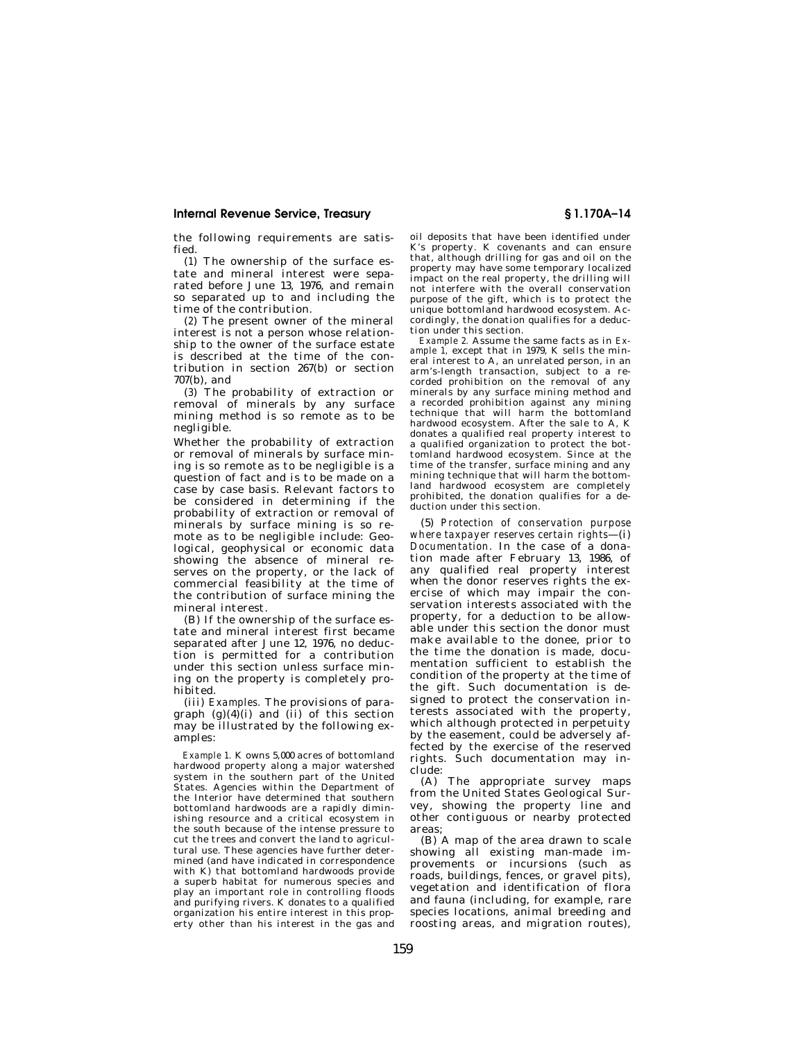the following requirements are satisfied.

(*1*) The ownership of the surface estate and mineral interest were separated before June 13, 1976, and remain so separated up to and including the time of the contribution.

(*2*) The present owner of the mineral interest is not a person whose relationship to the owner of the surface estate is described at the time of the contribution in section 267(b) or section 707(b), and

(*3*) The probability of extraction or removal of minerals by any surface mining method is so remote as to be negligible.

Whether the probability of extraction or removal of minerals by surface mining is so remote as to be negligible is a question of fact and is to be made on a case by case basis. Relevant factors to be considered in determining if the probability of extraction or removal of minerals by surface mining is so remote as to be negligible include: Geological, geophysical or economic data showing the absence of mineral reserves on the property, or the lack of commercial feasibility at the time of the contribution of surface mining the mineral interest.

(B) If the ownership of the surface estate and mineral interest first became separated after June 12, 1976, no deduction is permitted for a contribution under this section unless surface mining on the property is completely prohibited.

(iii) *Examples.* The provisions of paragraph (g)(4)(i) and (ii) of this section may be illustrated by the following examples:

*Example 1.* K owns 5,000 acres of bottomland hardwood property along a major watershed system in the southern part of the United States. Agencies within the Department of the Interior have determined that southern bottomland hardwoods are a rapidly diminishing resource and a critical ecosystem in the south because of the intense pressure to cut the trees and convert the land to agricultural use. These agencies have further determined (and have indicated in correspondence with K) that bottomland hardwoods provide a superb habitat for numerous species and play an important role in controlling floods and purifying rivers. K donates to a qualified organization his entire interest in this property other than his interest in the gas and oil deposits that have been identified under K's property. K covenants and can ensure that, although drilling for gas and oil on the property may have some temporary localized impact on the real property, the drilling will not interfere with the overall conservation purpose of the gift, which is to protect the unique bottomland hardwood ecosystem. Accordingly, the donation qualifies for a deduction under this section.

*Example 2.* Assume the same facts as in *Example 1*, except that in 1979, K sells the mineral interest to A, an unrelated person, in an arm's-length transaction, subject to a recorded prohibition on the removal of any minerals by any surface mining method and a recorded prohibition against any mining technique that will harm the bottomland hardwood ecosystem. After the sale to A, K donates a qualified real property interest to a qualified organization to protect the bottomland hardwood ecosystem. Since at the time of the transfer, surface mining and any mining technique that will harm the bottomland hardwood ecosystem are completely prohibited, the donation qualifies for a deduction under this section.

(5) *Protection of conservation purpose where taxpayer reserves certain rights*—(i) *Documentation.* In the case of a donation made after February 13, 1986, of any qualified real property interest when the donor reserves rights the exercise of which may impair the conservation interests associated with the property, for a deduction to be allowable under this section the donor must make available to the donee, prior to the time the donation is made, documentation sufficient to establish the condition of the property at the time of the gift. Such documentation is designed to protect the conservation interests associated with the property, which although protected in perpetuity by the easement, could be adversely affected by the exercise of the reserved rights. Such documentation may include:

(A) The appropriate survey maps from the United States Geological Survey, showing the property line and other contiguous or nearby protected areas;

(B) A map of the area drawn to scale showing all existing man-made improvements or incursions (such as roads, buildings, fences, or gravel pits), vegetation and identification of flora and fauna (including, for example, rare species locations, animal breeding and roosting areas, and migration routes),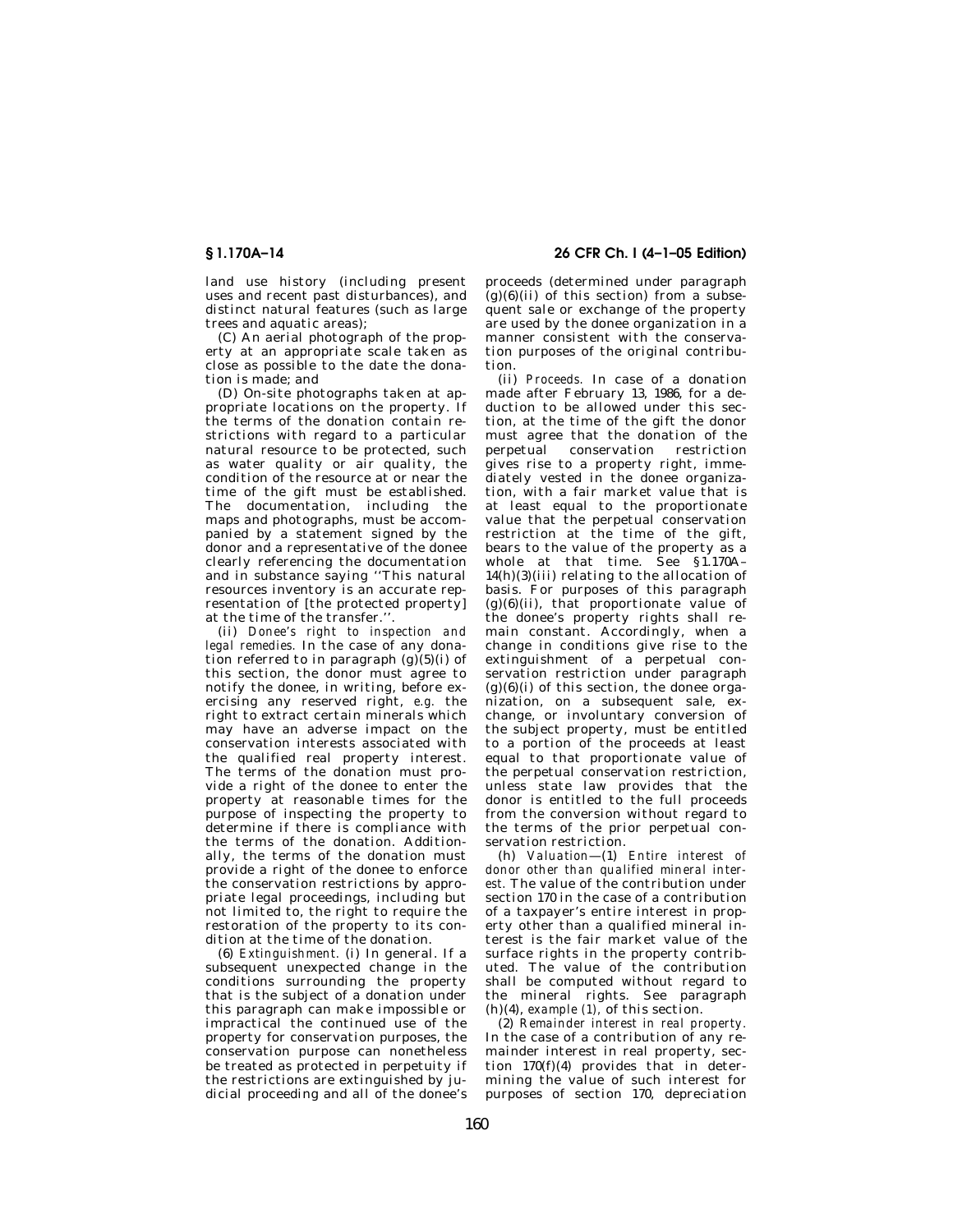land use history (including present uses and recent past disturbances), and distinct natural features (such as large trees and aquatic areas);

(C) An aerial photograph of the property at an appropriate scale taken as close as possible to the date the donation is made; and

(D) On-site photographs taken at appropriate locations on the property. If the terms of the donation contain restrictions with regard to a particular natural resource to be protected, such as water quality or air quality, the condition of the resource at or near the time of the gift must be established. The documentation, including the maps and photographs, must be accompanied by a statement signed by the donor and a representative of the donee clearly referencing the documentation and in substance saying ''This natural resources inventory is an accurate representation of [the protected property] at the time of the transfer.''.

(ii) *Donee's right to inspection and legal remedies.* In the case of any donation referred to in paragraph (g)(5)(i) of this section, the donor must agree to notify the donee, in writing, before exercising any reserved right, *e.g.* the right to extract certain minerals which may have an adverse impact on the conservation interests associated with the qualified real property interest. The terms of the donation must provide a right of the donee to enter the property at reasonable times for the purpose of inspecting the property to determine if there is compliance with the terms of the donation. Additionally, the terms of the donation must provide a right of the donee to enforce the conservation restrictions by appropriate legal proceedings, including but not limited to, the right to require the restoration of the property to its condition at the time of the donation.

(6) *Extinguishment.* (i) In general. If a subsequent unexpected change in the conditions surrounding the property that is the subject of a donation under this paragraph can make impossible or impractical the continued use of the property for conservation purposes, the conservation purpose can nonetheless be treated as protected in perpetuity if the restrictions are extinguished by judicial proceeding and all of the donee's proceeds (determined under paragraph (g)(6)(ii) of this section) from a subsequent sale or exchange of the property are used by the donee organization in a manner consistent with the conservation purposes of the original contribution.

(ii) *Proceeds.* In case of a donation made after February 13, 1986, for a deduction to be allowed under this section, at the time of the gift the donor must agree that the donation of the perpetual conservation restriction gives rise to a property right, immediately vested in the donee organization, with a fair market value that is at least equal to the proportionate value that the perpetual conservation restriction at the time of the gift, bears to the value of the property as a whole at that time. See §1.170A–14(h)(3)(iii) relating to the allocation of basis. For purposes of this paragraph (g)(6)(ii), that proportionate value of the donee's property rights shall remain constant. Accordingly, when a change in conditions give rise to the extinguishment of a perpetual conservation restriction under paragraph (g)(6)(i) of this section, the donee organization, on a subsequent sale, exchange, or involuntary conversion of the subject property, must be entitled to a portion of the proceeds at least equal to that proportionate value of the perpetual conservation restriction, unless state law provides that the donor is entitled to the full proceeds from the conversion without regard to the terms of the prior perpetual conservation restriction.

(h) *Valuation*—(1) *Entire interest of donor other than qualified mineral interest.* The value of the contribution under section 170 in the case of a contribution of a taxpayer's entire interest in property other than a qualified mineral interest is the fair market value of the surface rights in the property contributed. The value of the contribution shall be computed without regard to the mineral rights. See paragraph (h)(4), *example (1),* of this section.

(2) *Remainder interest in real property.* In the case of a contribution of any remainder interest in real property, section 170(f)(4) provides that in determining the value of such interest for purposes of section 170, depreciation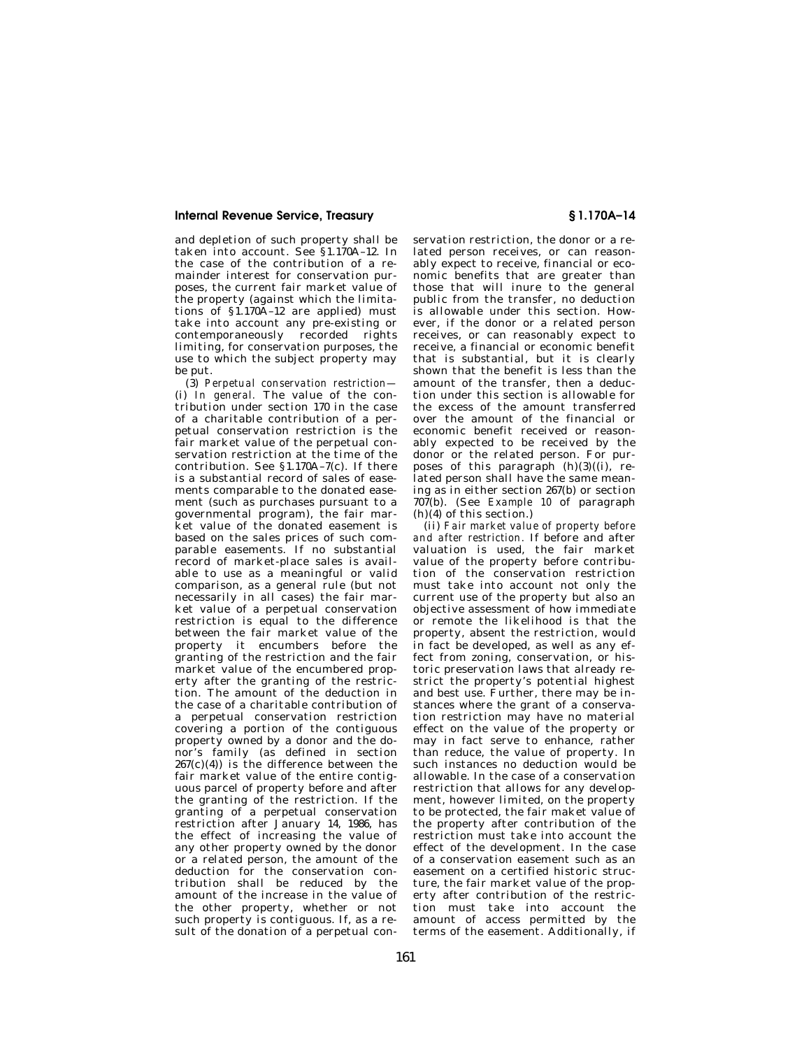and depletion of such property shall be taken into account. See §1.170A–12. In the case of the contribution of a remainder interest for conservation purposes, the current fair market value of the property (against which the limitations of §1.170A–12 are applied) must take into account any pre-existing or contemporaneously recorded rights limiting, for conservation purposes, the use to which the subject property may be put.

(3) *Perpetual conservation restriction*—(i) *In general.* The value of the contribution under section 170 in the case of a charitable contribution of a perpetual conservation restriction is the fair market value of the perpetual conservation restriction at the time of the contribution. See §1.170A–7(c). If there is a substantial record of sales of easements comparable to the donated easement (such as purchases pursuant to a governmental program), the fair market value of the donated easement is based on the sales prices of such comparable easements. If no substantial record of market-place sales is available to use as a meaningful or valid comparison, as a general rule (but not necessarily in all cases) the fair market value of a perpetual conservation restriction is equal to the difference between the fair market value of the property it encumbers before the granting of the restriction and the fair market value of the encumbered property after the granting of the restriction. The amount of the deduction in the case of a charitable contribution of a perpetual conservation restriction covering a portion of the contiguous property owned by a donor and the donor's family (as defined in section 267(c)(4)) is the difference between the fair market value of the entire contiguous parcel of property before and after the granting of the restriction. If the granting of a perpetual conservation restriction after January 14, 1986, has the effect of increasing the value of any other property owned by the donor or a related person, the amount of the deduction for the conservation contribution shall be reduced by the amount of the increase in the value of the other property, whether or not such property is contiguous. If, as a result of the donation of a perpetual conservation restriction, the donor or a related person receives, or can reasonably expect to receive, financial or economic benefits that are greater than those that will inure to the general public from the transfer, no deduction is allowable under this section. However, if the donor or a related person receives, or can reasonably expect to receive, a financial or economic benefit that is substantial, but it is clearly shown that the benefit is less than the amount of the transfer, then a deduction under this section is allowable for the excess of the amount transferred over the amount of the financial or economic benefit received or reasonably expected to be received by the donor or the related person. For purposes of this paragraph (h)(3)((i), related person shall have the same meaning as in either section 267(b) or section 707(b). (See *Example 10* of paragraph (h)(4) of this section.)

(ii) *Fair market value of property before and after restriction.* If before and after valuation is used, the fair market value of the property before contribution of the conservation restriction must take into account not only the current use of the property but also an objective assessment of how immediate or remote the likelihood is that the property, absent the restriction, would in fact be developed, as well as any effect from zoning, conservation, or historic preservation laws that already restrict the property's potential highest and best use. Further, there may be instances where the grant of a conservation restriction may have no material effect on the value of the property or may in fact serve to enhance, rather than reduce, the value of property. In such instances no deduction would be allowable. In the case of a conservation restriction that allows for any development, however limited, on the property to be protected, the fair maket value of the property after contribution of the restriction must take into account the effect of the development. In the case of a conservation easement such as an easement on a certified historic structure, the fair market value of the property after contribution of the restriction must take into account the amount of access permitted by the terms of the easement. Additionally, if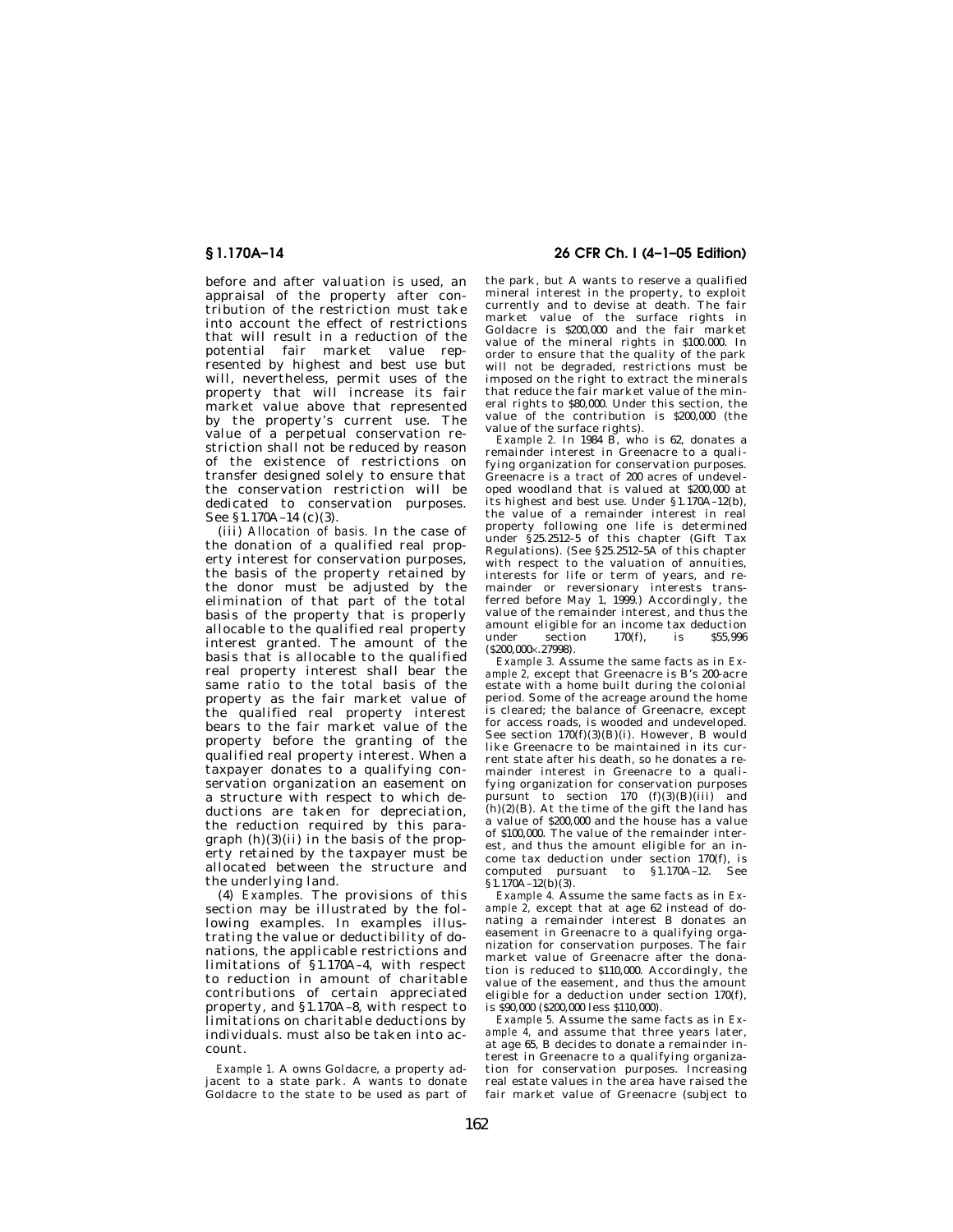before and after valuation is used, an appraisal of the property after contribution of the restriction must take into account the effect of restrictions that will result in a reduction of the potential fair market value represented by highest and best use but will, nevertheless, permit uses of the property that will increase its fair market value above that represented by the property's current use. The value of a perpetual conservation restriction shall not be reduced by reason of the existence of restrictions on transfer designed solely to ensure that the conservation restriction will be dedicated to conservation purposes. See §1.170A–14 (c)(3).

(iii) *Allocation of basis.* In the case of the donation of a qualified real property interest for conservation purposes, the basis of the property retained by the donor must be adjusted by the elimination of that part of the total basis of the property that is properly allocable to the qualified real property interest granted. The amount of the basis that is allocable to the qualified real property interest shall bear the same ratio to the total basis of the property as the fair market value of the qualified real property interest bears to the fair market value of the property before the granting of the qualified real property interest. When a taxpayer donates to a qualifying conservation organization an easement on a structure with respect to which deductions are taken for depreciation, the reduction required by this paragraph (h)(3)(ii) in the basis of the property retained by the taxpayer must be allocated between the structure and the underlying land.

(4) *Examples.* The provisions of this section may be illustrated by the following examples. In examples illustrating the value or deductibility of donations, the applicable restrictions and limitations of §1.170A–4, with respect to reduction in amount of charitable contributions of certain appreciated property, and §1.170A–8, with respect to limitations on charitable deductions by individuals. must also be taken into account.

*Example 1.* A owns Goldacre, a property adjacent to a state park. A wants to donate Goldacre to the state to be used as part of the park, but A wants to reserve a qualified mineral interest in the property, to exploit currently and to devise at death. The fair market value of the surface rights in Goldacre is $200,000 and the fair market value of the mineral rights in $100.000. In order to ensure that the quality of the park will not be degraded, restrictions must be imposed on the right to extract the minerals that reduce the fair market value of the mineral rights to $80,000. Under this section, the value of the contribution is $200,000 (the value of the surface rights).

*Example 2.* In 1984 B, who is 62, donates a remainder interest in Greenacre to a qualifying organization for conservation purposes. Greenacre is a tract of 200 acres of undeveloped woodland that is valued at $200,000 at its highest and best use. Under §1.170A–12(b), the value of a remainder interest in real property following one life is determined under §25.2512–5 of this chapter (Gift Tax Regulations). (See §25.2512–5A of this chapter with respect to the valuation of annuities, interests for life or term of years, and remainder or reversionary interests transferred before May 1, 1999.) Accordingly, the value of the remainder interest, and thus the amount eligible for an income tax deduction under section 170(f), is $55,996 ($200,000×.27998).

*Example 3.* Assume the same facts as in *Example 2*, except that Greenacre is B's 200-acre estate with a home built during the colonial period. Some of the acreage around the home is cleared; the balance of Greenacre, except for access roads, is wooded and undeveloped. See section 170(f)(3)(B)(i). However, B would like Greenacre to be maintained in its current state after his death, so he donates a remainder interest in Greenacre to a qualifying organization for conservation purposes pursuant to section 170 (f)(3)(B)(iii) and (h)(2)(B). At the time of the gift the land has a value of $200,000 and the house has a value of $100,000. The value of the remainder interest, and thus the amount eligible for an income tax deduction under section 170(f), is computed pursuant to §1.170A–12. See §1.170A–12(b)(3).

*Example 4.* Assume the same facts as in *Example 2*, except that at age 62 instead of donating a remainder interest B donates an easement in Greenacre to a qualifying organization for conservation purposes. The fair market value of Greenacre after the donation is reduced to $110,000. Accordingly, the value of the easement, and thus the amount eligible for a deduction under section 170(f), is $90,000 ($200,000 less $110,000).

*Example 5.* Assume the same facts as in *Example 4*, and assume that three years later, at age 65, B decides to donate a remainder interest in Greenacre to a qualifying organization for conservation purposes. Increasing real estate values in the area have raised the fair market value of Greenacre (subject to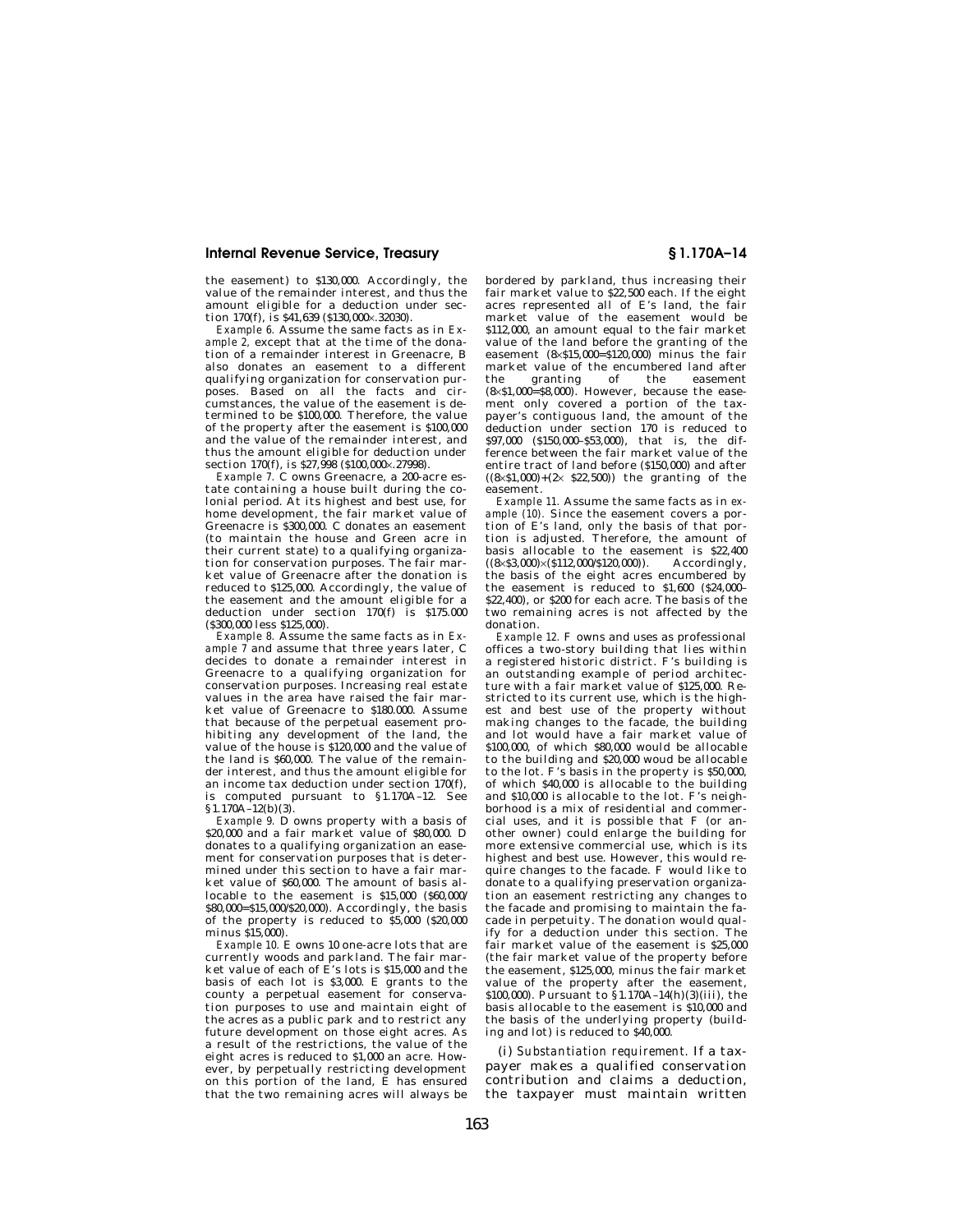the easement) to \$130,000. Accordingly, the value of the remainder interest, and thus the amount eligible for a deduction under section 170(f), is \$41,639 (\$130,000×.32030).

*Example 6.* Assume the same facts as in *Example 2,* except that at the time of the donation of a remainder interest in Greenacre, B also donates an easement to a different qualifying organization for conservation purposes. Based on all the facts and circumstances, the value of the easement is determined to be \$100,000. Therefore, the value of the property after the easement is \$100,000 and the value of the remainder interest, and thus the amount eligible for deduction under section 170(f), is \$27,998 (\$100,000×.27998).

*Example 7.* C owns Greenacre, a 200-acre estate containing a house built during the colonial period. At its highest and best use, for home development, the fair market value of Greenacre is \$300,000. C donates an easement (to maintain the house and Green acre in their current state) to a qualifying organization for conservation purposes. The fair market value of Greenacre after the donation is reduced to \$125,000. Accordingly, the value of the easement and the amount eligible for a deduction under section 170(f) is \$175.000 (\$300,000 less \$125,000).

*Example 8.* Assume the same facts as in *Example 7* and assume that three years later, C decides to donate a remainder interest in Greenacre to a qualifying organization for conservation purposes. Increasing real estate values in the area have raised the fair market value of Greenacre to \$180.000. Assume that because of the perpetual easement prohibiting any development of the land, the value of the house is \$120,000 and the value of the land is \$60,000. The value of the remainder interest, and thus the amount eligible for an income tax deduction under section 170(f), is computed pursuant to §1.170A–12. See §1.170A–12(b)(3).

*Example 9.* D owns property with a basis of \$20,000 and a fair market value of \$80,000. D donates to a qualifying organization an easement for conservation purposes that is determined under this section to have a fair market value of \$60,000. The amount of basis allocable to the easement is \$15,000 (\$60,000/\$80,000=\$15,000/\$20,000). Accordingly, the basis of the property is reduced to \$5,000 (\$20,000 minus \$15,000).

*Example 10.* E owns 10 one-acre lots that are currently woods and parkland. The fair market value of each of E's lots is \$15,000 and the basis of each lot is \$3,000. E grants to the county a perpetual easement for conservation purposes to use and maintain eight of the acres as a public park and to restrict any future development on those eight acres. As a result of the restrictions, the value of the eight acres is reduced to \$1,000 an acre. However, by perpetually restricting development on this portion of the land, E has ensured that the two remaining acres will always be bordered by parkland, thus increasing their fair market value to \$22,500 each. If the eight acres represented all of E's land, the fair market value of the easement would be \$112,000, an amount equal to the fair market value of the land before the granting of the easement (8×\$15,000=\$120,000) minus the fair market value of the encumbered land after the granting of the easement (8×\$1,000=\$8,000). However, because the easement only covered a portion of the taxpayer's contiguous land, the amount of the deduction under section 170 is reduced to \$97,000 (\$150,000–\$53,000), that is, the difference between the fair market value of the entire tract of land before (\$150,000) and after ((8×\$1,000)+(2× \$22,500)) the granting of the easement.

*Example 11.* Assume the same facts as in *example (10).* Since the easement covers a portion of E's land, only the basis of that portion is adjusted. Therefore, the amount of basis allocable to the easement is \$22,400 ((8×\$3,000)×(\$112,000/\$120,000)). Accordingly, the basis of the eight acres encumbered by the easement is reduced to \$1,600 (\$24,000–\$22,400), or \$200 for each acre. The basis of the two remaining acres is not affected by the donation.

*Example 12.* F owns and uses as professional offices a two-story building that lies within a registered historic district. F's building is an outstanding example of period architecture with a fair market value of \$125,000. Restricted to its current use, which is the highest and best use of the property without making changes to the facade, the building and lot would have a fair market value of \$100,000, of which \$80,000 would be allocable to the building and \$20,000 woud be allocable to the lot. F's basis in the property is \$50,000, of which \$40,000 is allocable to the building and \$10,000 is allocable to the lot. F's neighborhood is a mix of residential and commercial uses, and it is possible that F (or another owner) could enlarge the building for more extensive commercial use, which is its highest and best use. However, this would require changes to the facade. F would like to donate to a qualifying preservation organization an easement restricting any changes to the facade and promising to maintain the facade in perpetuity. The donation would qualify for a deduction under this section. The fair market value of the easement is \$25,000 (the fair market value of the property before the easement, \$125,000, minus the fair market value of the property after the easement, \$100,000). Pursuant to §1.170A–14(h)(3)(iii), the basis allocable to the easement is \$10,000 and the basis of the underlying property (building and lot) is reduced to \$40,000.

(i) *Substantiation requirement.* If a taxpayer makes a qualified conservation contribution and claims a deduction, the taxpayer must maintain written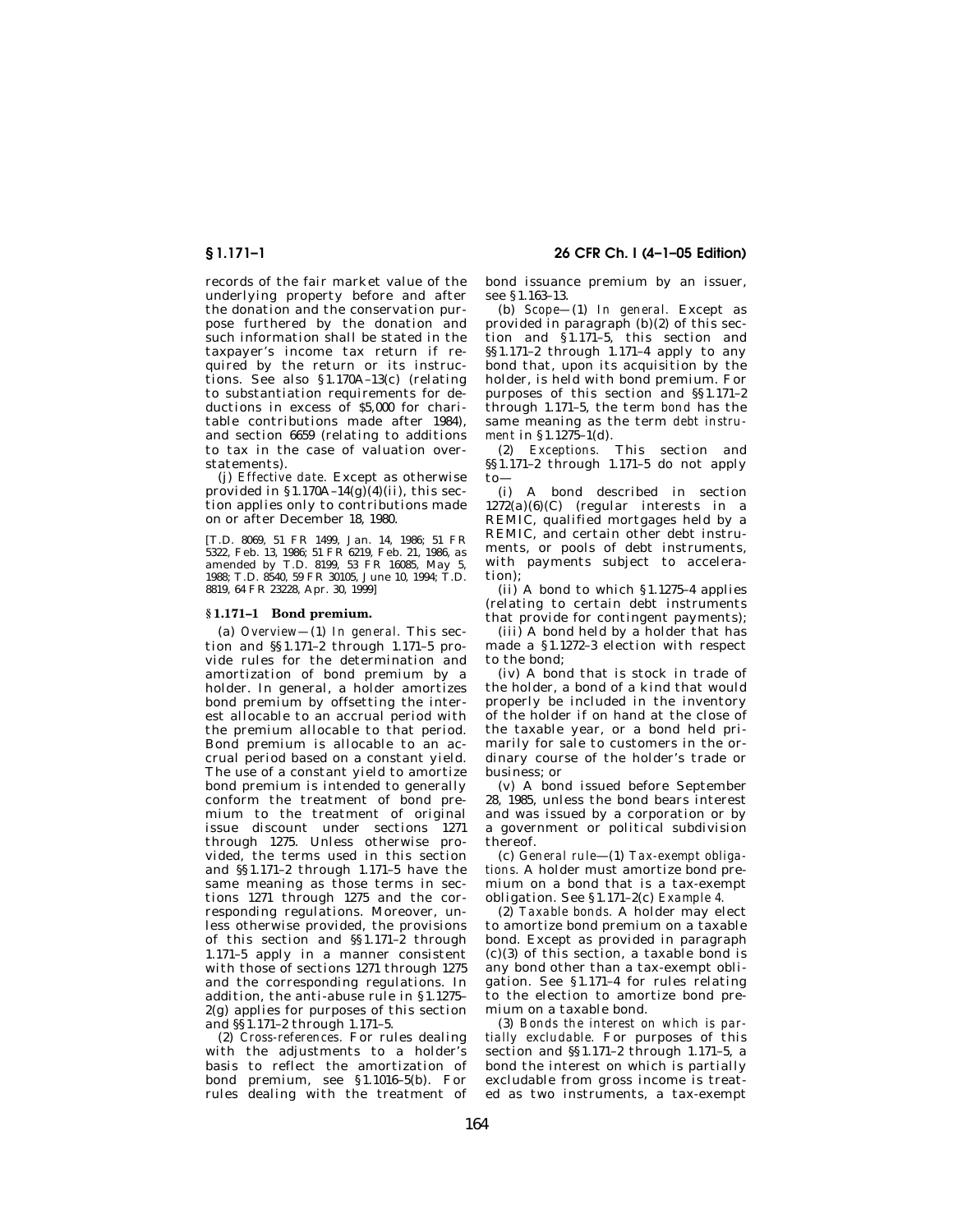records of the fair market value of the underlying property before and after the donation and the conservation purpose furthered by the donation and such information shall be stated in the taxpayer's income tax return if required by the return or its instructions. See also §1.170A–13(c) (relating to substantiation requirements for deductions in excess of $5,000 for charitable contributions made after 1984), and section 6659 (relating to additions to tax in the case of valuation overstatements).

(j) *Effective date.* Except as otherwise provided in §1.170A–14(g)(4)(ii), this section applies only to contributions made on or after December 18, 1980.

[T.D. 8069, 51 FR 1499, Jan. 14, 1986; 51 FR 5322, Feb. 13, 1986; 51 FR 6219, Feb. 21, 1986, as amended by T.D. 8199, 53 FR 16085, May 5, 1988; T.D. 8540, 59 FR 30105, June 10, 1994; T.D. 8819, 64 FR 23228, Apr. 30, 1999]

## §1.171–1 Bond premium.

(a) *Overview*—(1) *In general.* This section and §§1.171–2 through 1.171–5 provide rules for the determination and amortization of bond premium by a holder. In general, a holder amortizes bond premium by offsetting the interest allocable to an accrual period with the premium allocable to that period. Bond premium is allocable to an accrual period based on a constant yield. The use of a constant yield to amortize bond premium is intended to generally conform the treatment of bond premium to the treatment of original issue discount under sections 1271 through 1275. Unless otherwise provided, the terms used in this section and §§1.171–2 through 1.171–5 have the same meaning as those terms in sections 1271 through 1275 and the corresponding regulations. Moreover, unless otherwise provided, the provisions of this section and §§1.171–2 through 1.171–5 apply in a manner consistent with those of sections 1271 through 1275 and the corresponding regulations. In addition, the anti-abuse rule in §1.1275–2(g) applies for purposes of this section and §§1.171–2 through 1.171–5.

(2) *Cross-references.* For rules dealing with the adjustments to a holder's basis to reflect the amortization of bond premium, see §1.1016–5(b). For rules dealing with the treatment of bond issuance premium by an issuer, see §1.163–13.

(b) *Scope*—(1) *In general.* Except as provided in paragraph (b)(2) of this section and §1.171–5, this section and §§1.171–2 through 1.171–4 apply to any bond that, upon its acquisition by the holder, is held with bond premium. For purposes of this section and §§1.171–2 through 1.171–5, the term *bond* has the same meaning as the term *debt instrument* in §1.1275–1(d).

(2) *Exceptions.* This section and §§1.171–2 through 1.171–5 do not apply to—

(i) A bond described in section 1272(a)(6)(C) (regular interests in a REMIC, qualified mortgages held by a REMIC, and certain other debt instruments, or pools of debt instruments, with payments subject to acceleration);

(ii) A bond to which §1.1275–4 applies (relating to certain debt instruments that provide for contingent payments);

(iii) A bond held by a holder that has made a §1.1272–3 election with respect to the bond;

(iv) A bond that is stock in trade of the holder, a bond of a kind that would properly be included in the inventory of the holder if on hand at the close of the taxable year, or a bond held primarily for sale to customers in the ordinary course of the holder's trade or business; or

(v) A bond issued before September 28, 1985, unless the bond bears interest and was issued by a corporation or by a government or political subdivision thereof.

(c) *General rule*—(1) *Tax-exempt obligations.* A holder must amortize bond premium on a bond that is a tax-exempt obligation. See §1.171–2(c) *Example 4.*

(2) *Taxable bonds.* A holder may elect to amortize bond premium on a taxable bond. Except as provided in paragraph (c)(3) of this section, a taxable bond is any bond other than a tax-exempt obligation. See §1.171–4 for rules relating to the election to amortize bond premium on a taxable bond.

(3) *Bonds the interest on which is partially excludable.* For purposes of this section and §§1.171–2 through 1.171–5, a bond the interest on which is partially excludable from gross income is treated as two instruments, a tax-exempt